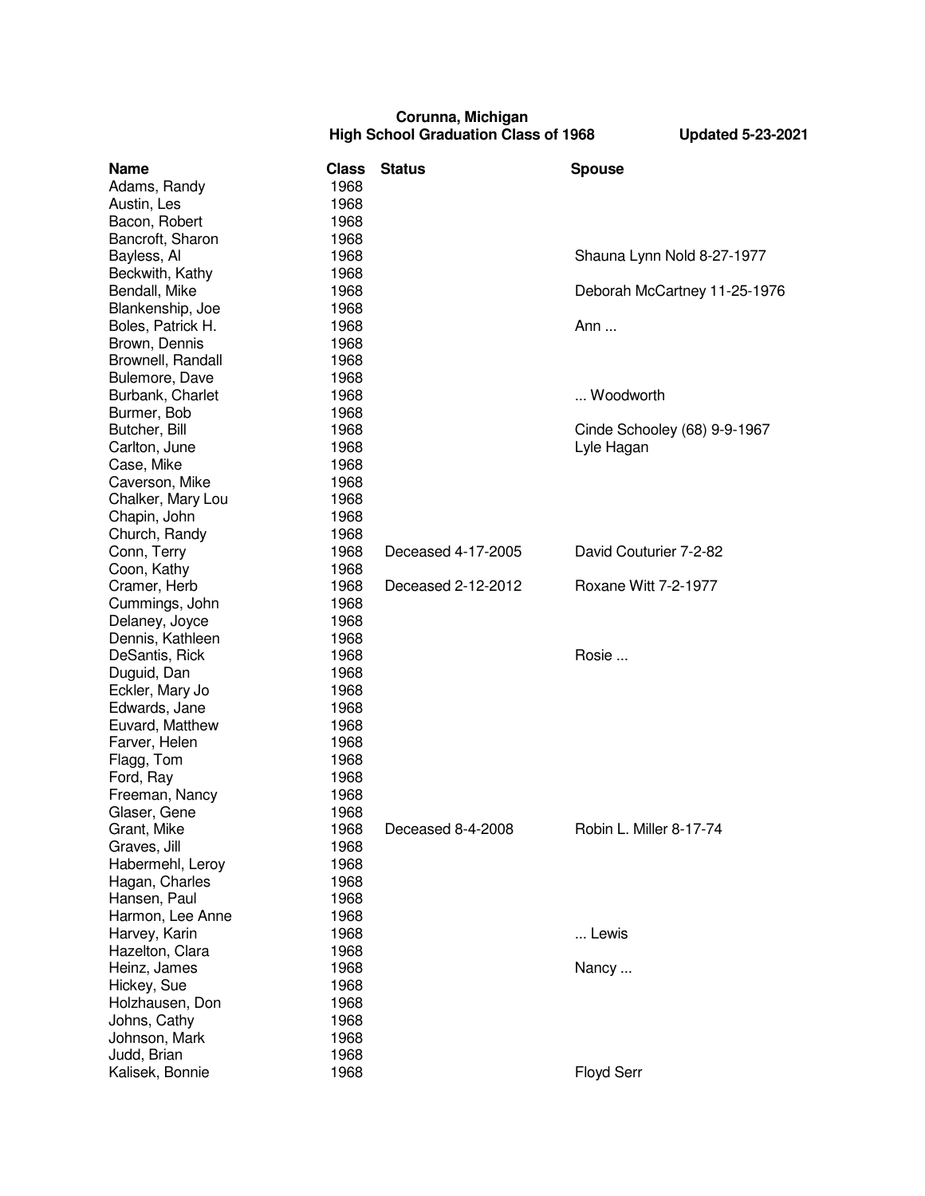**Corunna, Michigan**
**High School Graduation Class of 1968** **Updated 5-23-2021**

| Name | Class | Status | Spouse |
|---|---|---|---|
| Adams, Randy | 1968 | | |
| Austin, Les | 1968 | | |
| Bacon, Robert | 1968 | | |
| Bancroft, Sharon | 1968 | | |
| Bayless, Al | 1968 | | Shauna Lynn Nold 8-27-1977 |
| Beckwith, Kathy | 1968 | | |
| Bendall, Mike | 1968 | | Deborah McCartney 11-25-1976 |
| Blankenship, Joe | 1968 | | |
| Boles, Patrick H. | 1968 | | Ann ... |
| Brown, Dennis | 1968 | | |
| Brownell, Randall | 1968 | | |
| Bulemore, Dave | 1968 | | |
| Burbank, Charlet | 1968 | | ... Woodworth |
| Burmer, Bob | 1968 | | |
| Butcher, Bill | 1968 | | Cinde Schooley (68) 9-9-1967 |
| Carlton, June | 1968 | | Lyle Hagan |
| Case, Mike | 1968 | | |
| Caverson, Mike | 1968 | | |
| Chalker, Mary Lou | 1968 | | |
| Chapin, John | 1968 | | |
| Church, Randy | 1968 | | |
| Conn, Terry | 1968 | Deceased 4-17-2005 | David Couturier 7-2-82 |
| Coon, Kathy | 1968 | | |
| Cramer, Herb | 1968 | Deceased 2-12-2012 | Roxane Witt 7-2-1977 |
| Cummings, John | 1968 | | |
| Delaney, Joyce | 1968 | | |
| Dennis, Kathleen | 1968 | | |
| DeSantis, Rick | 1968 | | Rosie ... |
| Duguid, Dan | 1968 | | |
| Eckler, Mary Jo | 1968 | | |
| Edwards, Jane | 1968 | | |
| Euvard, Matthew | 1968 | | |
| Farver, Helen | 1968 | | |
| Flagg, Tom | 1968 | | |
| Ford, Ray | 1968 | | |
| Freeman, Nancy | 1968 | | |
| Glaser, Gene | 1968 | | |
| Grant, Mike | 1968 | Deceased 8-4-2008 | Robin L. Miller 8-17-74 |
| Graves, Jill | 1968 | | |
| Habermehl, Leroy | 1968 | | |
| Hagan, Charles | 1968 | | |
| Hansen, Paul | 1968 | | |
| Harmon, Lee Anne | 1968 | | |
| Harvey, Karin | 1968 | | ... Lewis |
| Hazelton, Clara | 1968 | | |
| Heinz, James | 1968 | | Nancy ... |
| Hickey, Sue | 1968 | | |
| Holzhausen, Don | 1968 | | |
| Johns, Cathy | 1968 | | |
| Johnson, Mark | 1968 | | |
| Judd, Brian | 1968 | | |
| Kalisek, Bonnie | 1968 | | Floyd Serr |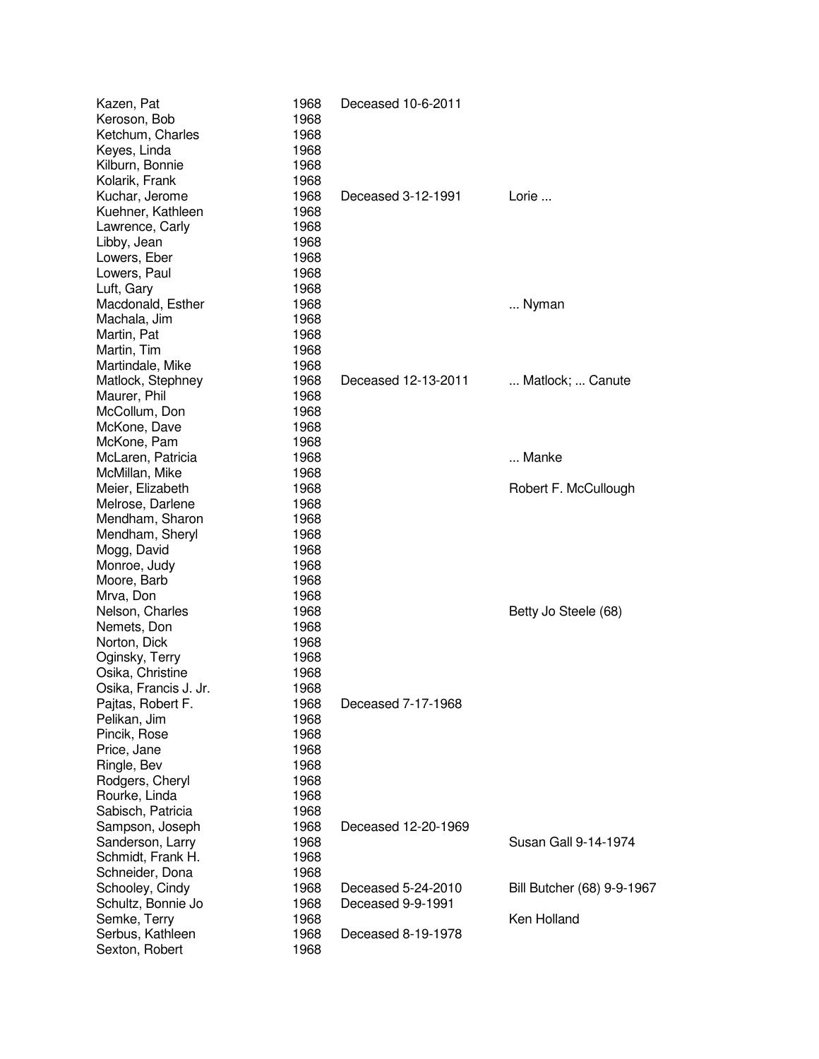| | | | |
|---|---|---|---|
| Kazen, Pat | 1968 | Deceased 10-6-2011 | |
| Keroson, Bob | 1968 | | |
| Ketchum, Charles | 1968 | | |
| Keyes, Linda | 1968 | | |
| Kilburn, Bonnie | 1968 | | |
| Kolarik, Frank | 1968 | | |
| Kuchar, Jerome | 1968 | Deceased 3-12-1991 | Lorie ... |
| Kuehner, Kathleen | 1968 | | |
| Lawrence, Carly | 1968 | | |
| Libby, Jean | 1968 | | |
| Lowers, Eber | 1968 | | |
| Lowers, Paul | 1968 | | |
| Luft, Gary | 1968 | | |
| Macdonald, Esther | 1968 | | ... Nyman |
| Machala, Jim | 1968 | | |
| Martin, Pat | 1968 | | |
| Martin, Tim | 1968 | | |
| Martindale, Mike | 1968 | | |
| Matlock, Stephney | 1968 | Deceased 12-13-2011 | ... Matlock; ... Canute |
| Maurer, Phil | 1968 | | |
| McCollum, Don | 1968 | | |
| McKone, Dave | 1968 | | |
| McKone, Pam | 1968 | | |
| McLaren, Patricia | 1968 | | ... Manke |
| McMillan, Mike | 1968 | | |
| Meier, Elizabeth | 1968 | | Robert F. McCullough |
| Melrose, Darlene | 1968 | | |
| Mendham, Sharon | 1968 | | |
| Mendham, Sheryl | 1968 | | |
| Mogg, David | 1968 | | |
| Monroe, Judy | 1968 | | |
| Moore, Barb | 1968 | | |
| Mrva, Don | 1968 | | |
| Nelson, Charles | 1968 | | Betty Jo Steele (68) |
| Nemets, Don | 1968 | | |
| Norton, Dick | 1968 | | |
| Oginsky, Terry | 1968 | | |
| Osika, Christine | 1968 | | |
| Osika, Francis J. Jr. | 1968 | | |
| Pajtas, Robert F. | 1968 | Deceased 7-17-1968 | |
| Pelikan, Jim | 1968 | | |
| Pincik, Rose | 1968 | | |
| Price, Jane | 1968 | | |
| Ringle, Bev | 1968 | | |
| Rodgers, Cheryl | 1968 | | |
| Rourke, Linda | 1968 | | |
| Sabisch, Patricia | 1968 | | |
| Sampson, Joseph | 1968 | Deceased 12-20-1969 | |
| Sanderson, Larry | 1968 | | Susan Gall 9-14-1974 |
| Schmidt, Frank H. | 1968 | | |
| Schneider, Dona | 1968 | | |
| Schooley, Cindy | 1968 | Deceased 5-24-2010 | Bill Butcher (68) 9-9-1967 |
| Schultz, Bonnie Jo | 1968 | Deceased 9-9-1991 | |
| Semke, Terry | 1968 | | Ken Holland |
| Serbus, Kathleen | 1968 | Deceased 8-19-1978 | |
| Sexton, Robert | 1968 | | |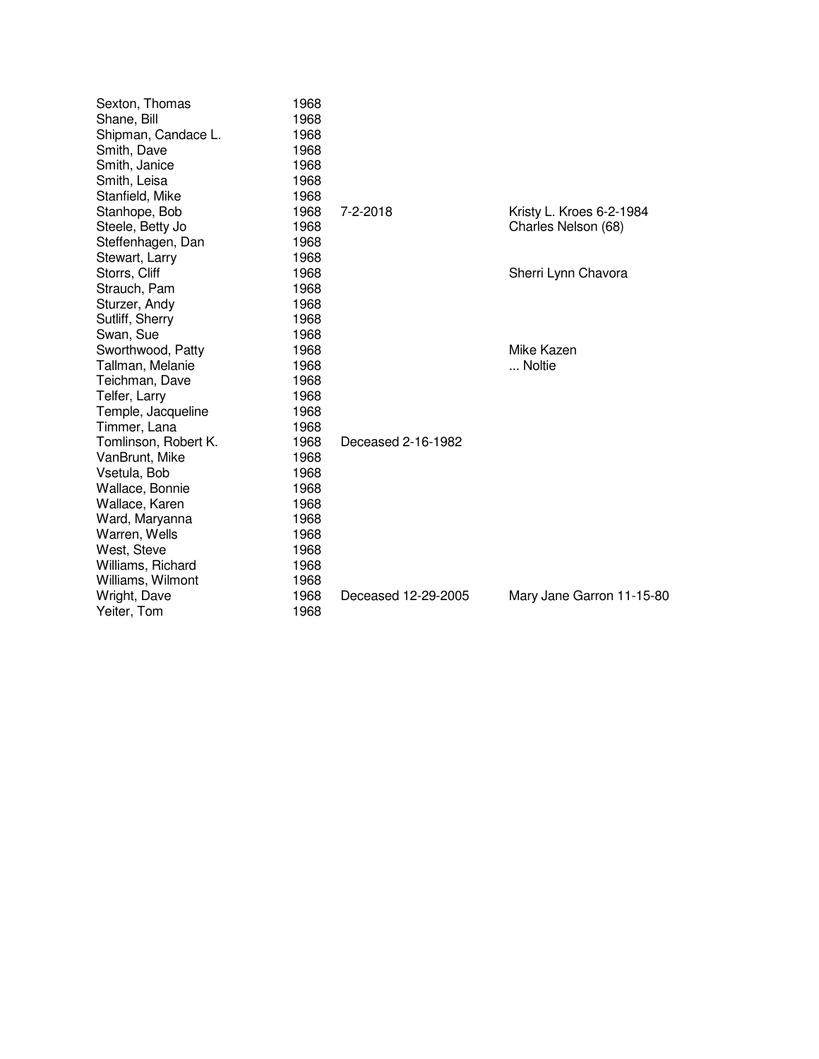| | | | |
|---|---|---|---|
| Sexton, Thomas | 1968 | | |
| Shane, Bill | 1968 | | |
| Shipman, Candace L. | 1968 | | |
| Smith, Dave | 1968 | | |
| Smith, Janice | 1968 | | |
| Smith, Leisa | 1968 | | |
| Stanfield, Mike | 1968 | | |
| Stanhope, Bob | 1968 | 7-2-2018 | Kristy L. Kroes 6-2-1984 |
| Steele, Betty Jo | 1968 | | Charles Nelson (68) |
| Steffenhagen, Dan | 1968 | | |
| Stewart, Larry | 1968 | | |
| Storrs, Cliff | 1968 | | Sherri Lynn Chavora |
| Strauch, Pam | 1968 | | |
| Sturzer, Andy | 1968 | | |
| Sutliff, Sherry | 1968 | | |
| Swan, Sue | 1968 | | |
| Sworthwood, Patty | 1968 | | Mike Kazen |
| Tallman, Melanie | 1968 | | ... Noltie |
| Teichman, Dave | 1968 | | |
| Telfer, Larry | 1968 | | |
| Temple, Jacqueline | 1968 | | |
| Timmer, Lana | 1968 | | |
| Tomlinson, Robert K. | 1968 | Deceased 2-16-1982 | |
| VanBrunt, Mike | 1968 | | |
| Vsetula, Bob | 1968 | | |
| Wallace, Bonnie | 1968 | | |
| Wallace, Karen | 1968 | | |
| Ward, Maryanna | 1968 | | |
| Warren, Wells | 1968 | | |
| West, Steve | 1968 | | |
| Williams, Richard | 1968 | | |
| Williams, Wilmont | 1968 | | |
| Wright, Dave | 1968 | Deceased 12-29-2005 | Mary Jane Garron 11-15-80 |
| Yeiter, Tom | 1968 | | |